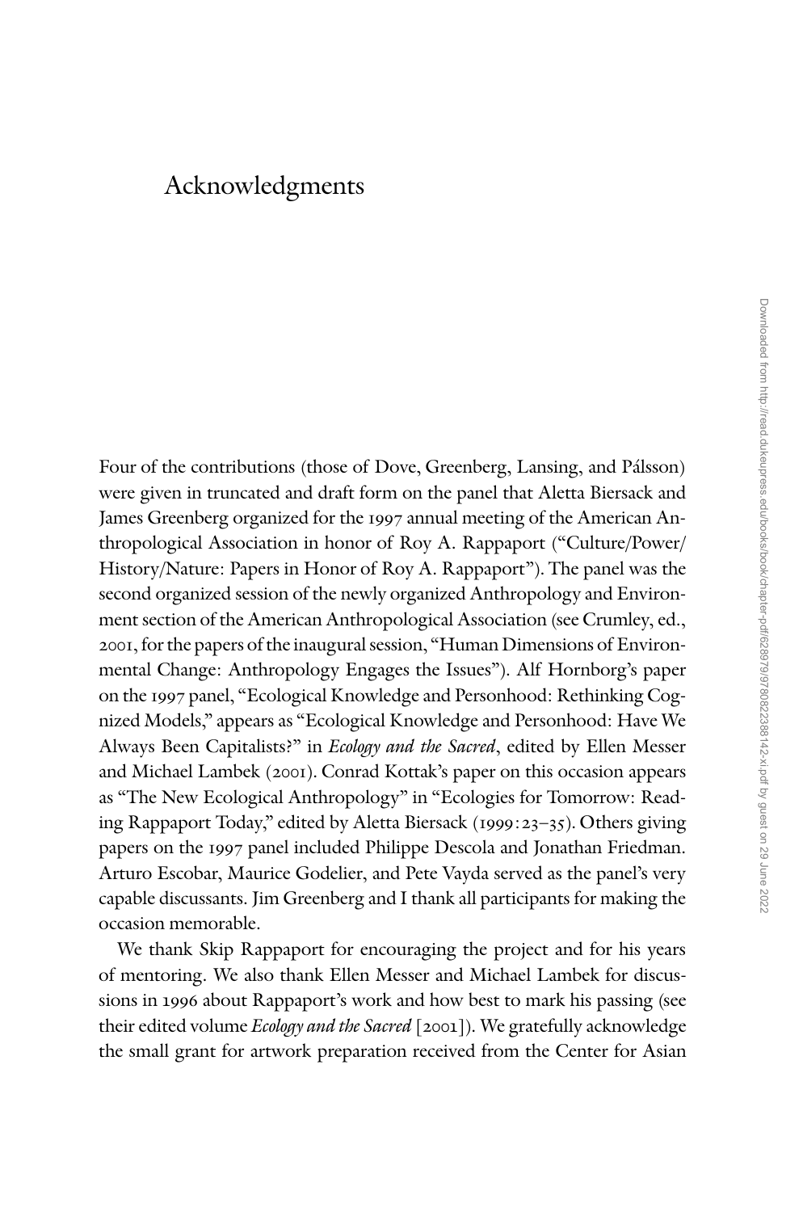# Acknowledgments

Four of the contributions (those of Dove, Greenberg, Lansing, and Pálsson) were given in truncated and draft form on the panel that Aletta Biersack and James Greenberg organized for the 1997 annual meeting of the American Anthropological Association in honor of Roy A. Rappaport ("Culture/Power/History/Nature: Papers in Honor of Roy A. Rappaport"). The panel was the second organized session of the newly organized Anthropology and Environment section of the American Anthropological Association (see Crumley, ed., 2001, for the papers of the inaugural session, "Human Dimensions of Environmental Change: Anthropology Engages the Issues"). Alf Hornborg's paper on the 1997 panel, "Ecological Knowledge and Personhood: Rethinking Cognized Models," appears as "Ecological Knowledge and Personhood: Have We Always Been Capitalists?" in *Ecology and the Sacred*, edited by Ellen Messer and Michael Lambek (2001). Conrad Kottak's paper on this occasion appears as "The New Ecological Anthropology" in "Ecologies for Tomorrow: Reading Rappaport Today," edited by Aletta Biersack (1999:23–35). Others giving papers on the 1997 panel included Philippe Descola and Jonathan Friedman. Arturo Escobar, Maurice Godelier, and Pete Vayda served as the panel's very capable discussants. Jim Greenberg and I thank all participants for making the occasion memorable.

We thank Skip Rappaport for encouraging the project and for his years of mentoring. We also thank Ellen Messer and Michael Lambek for discussions in 1996 about Rappaport's work and how best to mark his passing (see their edited volume *Ecology and the Sacred* [2001]). We gratefully acknowledge the small grant for artwork preparation received from the Center for Asian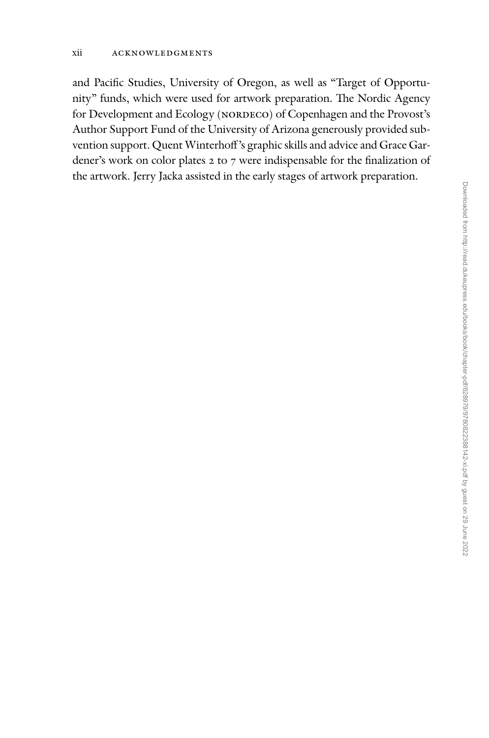and Pacific Studies, University of Oregon, as well as "Target of Opportunity" funds, which were used for artwork preparation. The Nordic Agency for Development and Ecology (NORDECO) of Copenhagen and the Provost's Author Support Fund of the University of Arizona generously provided subvention support. Quent Winterhoff's graphic skills and advice and Grace Gardener's work on color plates 2 to 7 were indispensable for the finalization of the artwork. Jerry Jacka assisted in the early stages of artwork preparation.